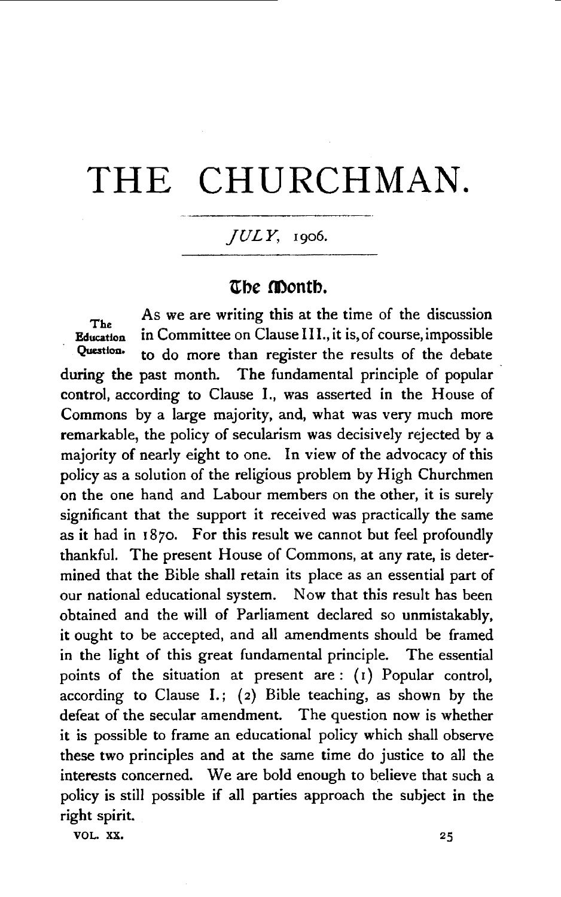# THE CHURCHMAN.

*JULY*, 1906.

## The Month.

**The Education Question.**

As we are writing this at the time of the discussion in Committee on Clause III., it is, of course, impossible to do more than register the results of the debate during the past month. The fundamental principle of popular control, according to Clause I., was asserted in the House of Commons by a large majority, and, what was very much more remarkable, the policy of secularism was decisively rejected by a majority of nearly eight to one. In view of the advocacy of this policy as a solution of the religious problem by High Churchmen on the one hand and Labour members on the other, it is surely significant that the support it received was practically the same as it had in 1870. For this result we cannot but feel profoundly thankful. The present House of Commons, at any rate, is determined that the Bible shall retain its place as an essential part of our national educational system. Now that this result has been obtained and the will of Parliament declared so unmistakably, it ought to be accepted, and all amendments should be framed in the light of this great fundamental principle. The essential points of the situation at present are: (1) Popular control, according to Clause I.; (2) Bible teaching, as shown by the defeat of the secular amendment. The question now is whether it is possible to frame an educational policy which shall observe these two principles and at the same time do justice to all the interests concerned. We are bold enough to believe that such a policy is still possible if all parties approach the subject in the right spirit.

VOL. XX.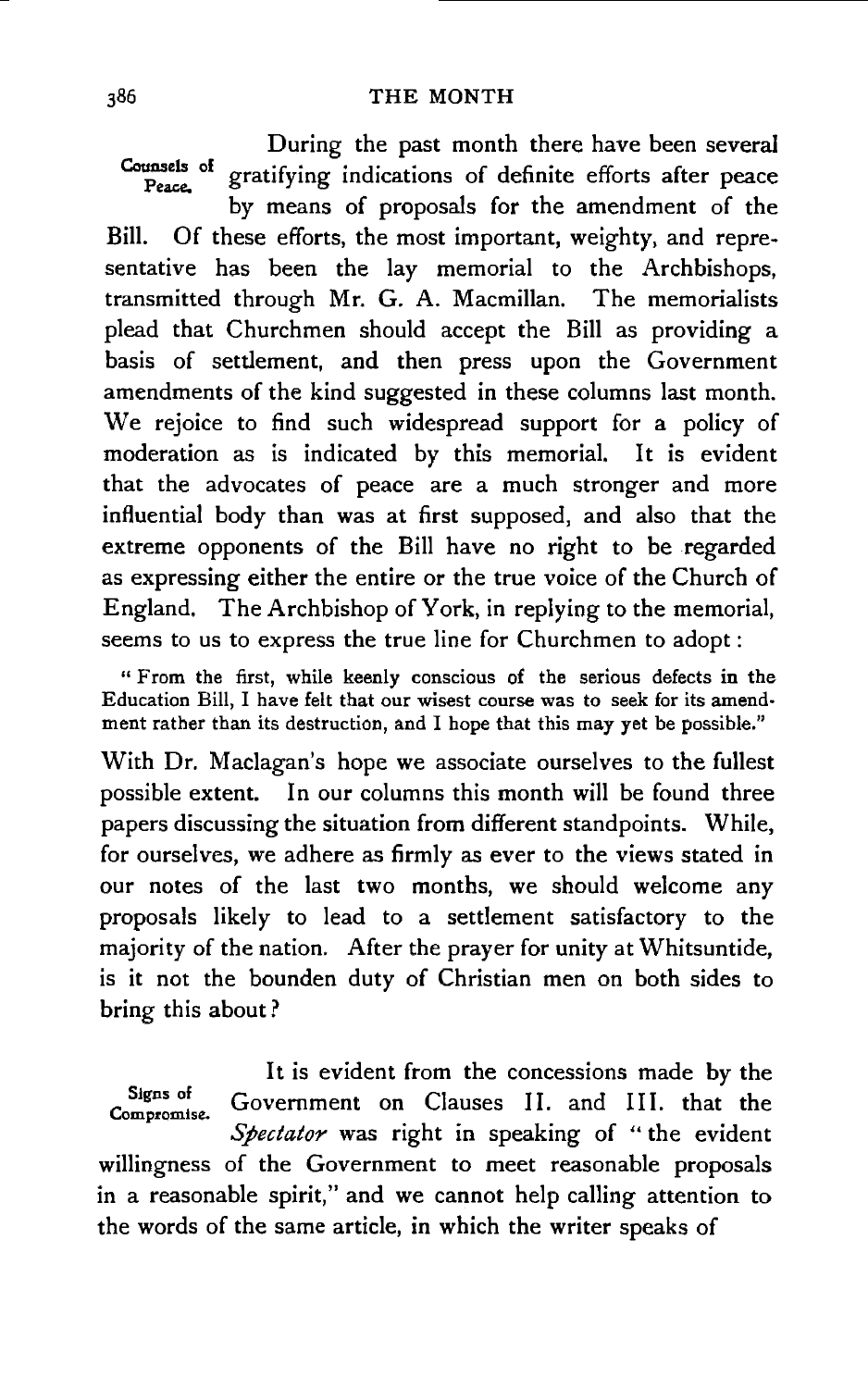**Counsels of Peace.** During the past month there have been several gratifying indications of definite efforts after peace by means of proposals for the amendment of the Bill. Of these efforts, the most important, weighty, and representative has been the lay memorial to the Archbishops, transmitted through Mr. G. A. Macmillan. The memorialists plead that Churchmen should accept the Bill as providing a basis of settlement, and then press upon the Government amendments of the kind suggested in these columns last month. We rejoice to find such widespread support for a policy of moderation as is indicated by this memorial. It is evident that the advocates of peace are a much stronger and more influential body than was at first supposed, and also that the extreme opponents of the Bill have no right to be regarded as expressing either the entire or the true voice of the Church of England. The Archbishop of York, in replying to the memorial, seems to us to express the true line for Churchmen to adopt:

> "From the first, while keenly conscious of the serious defects in the Education Bill, I have felt that our wisest course was to seek for its amendment rather than its destruction, and I hope that this may yet be possible."

With Dr. Maclagan's hope we associate ourselves to the fullest possible extent. In our columns this month will be found three papers discussing the situation from different standpoints. While, for ourselves, we adhere as firmly as ever to the views stated in our notes of the last two months, we should welcome any proposals likely to lead to a settlement satisfactory to the majority of the nation. After the prayer for unity at Whitsuntide, is it not the bounden duty of Christian men on both sides to bring this about?

**Signs of Compromise.** It is evident from the concessions made by the Government on Clauses II. and III. that the *Spectator* was right in speaking of "the evident willingness of the Government to meet reasonable proposals in a reasonable spirit," and we cannot help calling attention to the words of the same article, in which the writer speaks of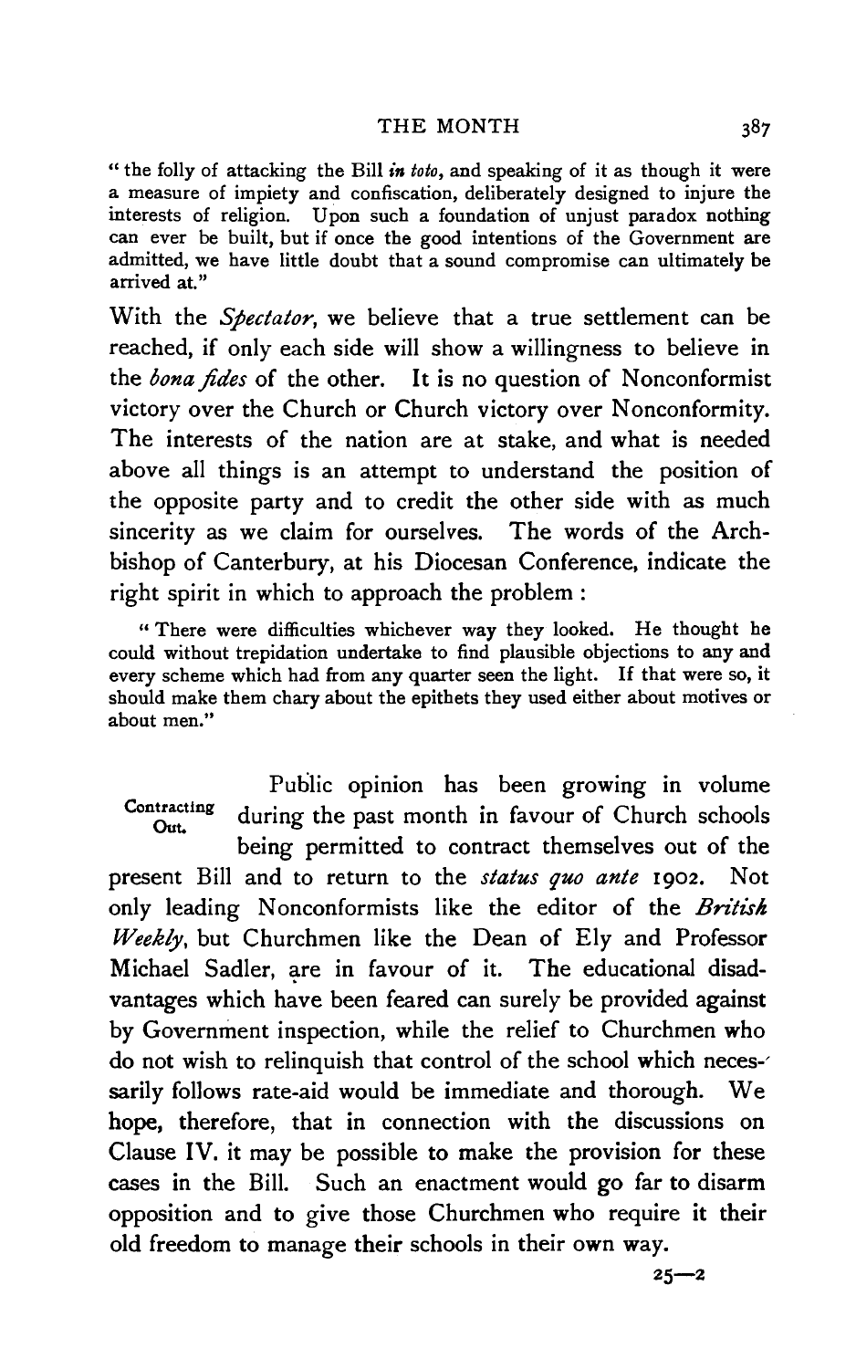"the folly of attacking the Bill *in toto*, and speaking of it as though it were a measure of impiety and confiscation, deliberately designed to injure the interests of religion. Upon such a foundation of unjust paradox nothing can ever be built, but if once the good intentions of the Government are admitted, we have little doubt that a sound compromise can ultimately be arrived at."

With the *Spectator*, we believe that a true settlement can be reached, if only each side will show a willingness to believe in the *bona fides* of the other. It is no question of Nonconformist victory over the Church or Church victory over Nonconformity. The interests of the nation are at stake, and what is needed above all things is an attempt to understand the position of the opposite party and to credit the other side with as much sincerity as we claim for ourselves. The words of the Archbishop of Canterbury, at his Diocesan Conference, indicate the right spirit in which to approach the problem :

> "There were difficulties whichever way they looked. He thought he could without trepidation undertake to find plausible objections to any and every scheme which had from any quarter seen the light. If that were so, it should make them chary about the epithets they used either about motives or about men."

**Contracting Out.**

Public opinion has been growing in volume during the past month in favour of Church schools being permitted to contract themselves out of the present Bill and to return to the *status quo ante* 1902. Not only leading Nonconformists like the editor of the *British Weekly*, but Churchmen like the Dean of Ely and Professor Michael Sadler, are in favour of it. The educational disadvantages which have been feared can surely be provided against by Government inspection, while the relief to Churchmen who do not wish to relinquish that control of the school which necessarily follows rate-aid would be immediate and thorough. We hope, therefore, that in connection with the discussions on Clause IV. it may be possible to make the provision for these cases in the Bill. Such an enactment would go far to disarm opposition and to give those Churchmen who require it their old freedom to manage their schools in their own way.

25—2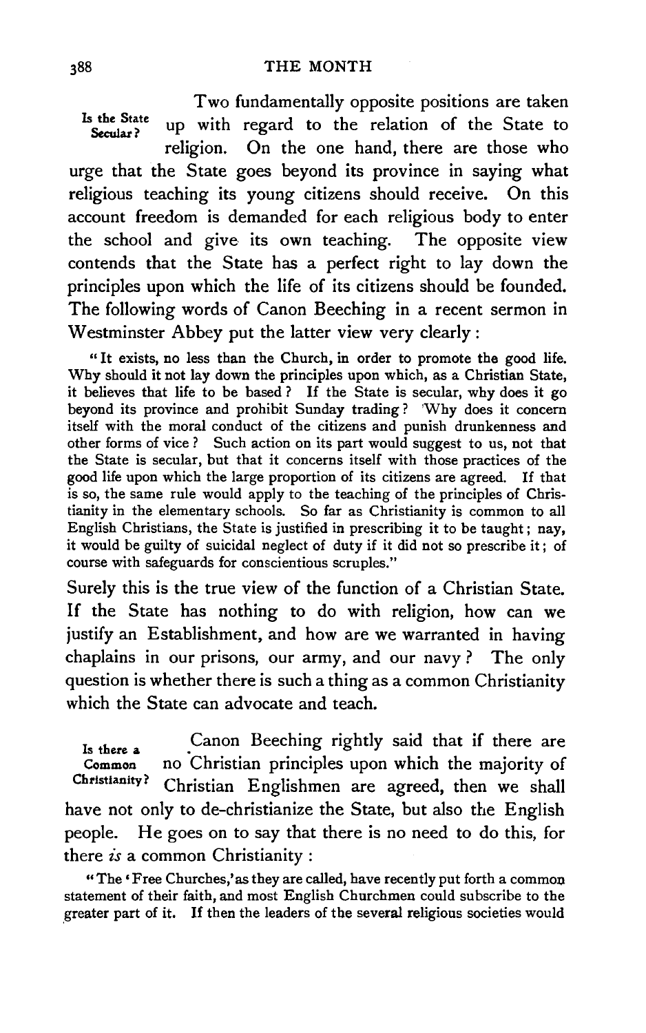**Is the State Secular?**

Two fundamentally opposite positions are taken up with regard to the relation of the State to religion. On the one hand, there are those who urge that the State goes beyond its province in saying what religious teaching its young citizens should receive. On this account freedom is demanded for each religious body to enter the school and give its own teaching. The opposite view contends that the State has a perfect right to lay down the principles upon which the life of its citizens should be founded. The following words of Canon Beeching in a recent sermon in Westminster Abbey put the latter view very clearly:

> "It exists, no less than the Church, in order to promote the good life. Why should it not lay down the principles upon which, as a Christian State, it believes that life to be based? If the State is secular, why does it go beyond its province and prohibit Sunday trading? Why does it concern itself with the moral conduct of the citizens and punish drunkenness and other forms of vice? Such action on its part would suggest to us, not that the State is secular, but that it concerns itself with those practices of the good life upon which the large proportion of its citizens are agreed. If that is so, the same rule would apply to the teaching of the principles of Christianity in the elementary schools. So far as Christianity is common to all English Christians, the State is justified in prescribing it to be taught; nay, it would be guilty of suicidal neglect of duty if it did not so prescribe it; of course with safeguards for conscientious scruples."

Surely this is the true view of the function of a Christian State. If the State has nothing to do with religion, how can we justify an Establishment, and how are we warranted in having chaplains in our prisons, our army, and our navy? The only question is whether there is such a thing as a common Christianity which the State can advocate and teach.

**Is there a Common Christianity?**

Canon Beeching rightly said that if there are no Christian principles upon which the majority of Christian Englishmen are agreed, then we shall have not only to de-christianize the State, but also the English people. He goes on to say that there is no need to do this, for there *is* a common Christianity:

> "The 'Free Churches,' as they are called, have recently put forth a common statement of their faith, and most English Churchmen could subscribe to the greater part of it. If then the leaders of the several religious societies would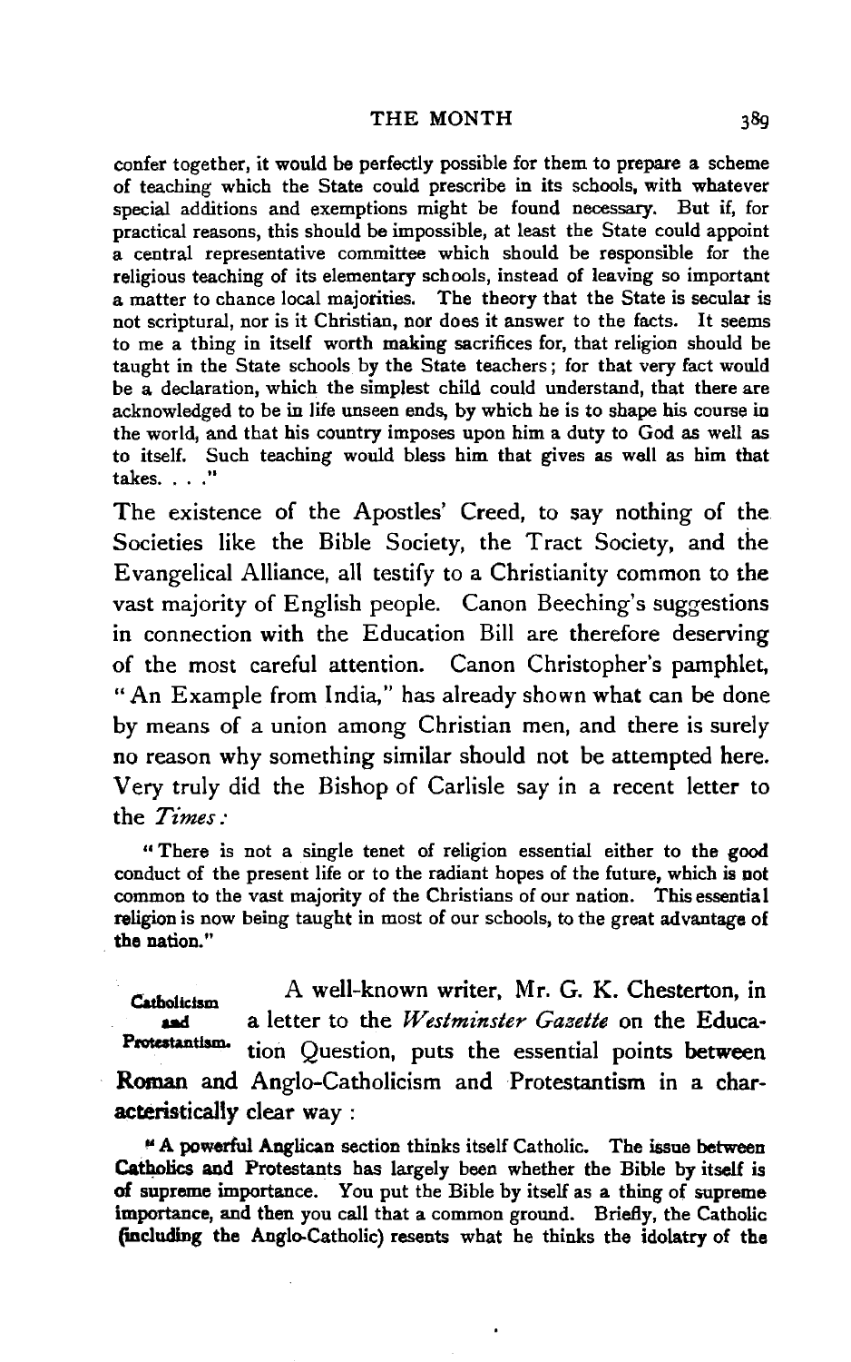confer together, it would be perfectly possible for them to prepare a scheme of teaching which the State could prescribe in its schools, with whatever special additions and exemptions might be found necessary. But if, for practical reasons, this should be impossible, at least the State could appoint a central representative committee which should be responsible for the religious teaching of its elementary schools, instead of leaving so important a matter to chance local majorities. The theory that the State is secular is not scriptural, nor is it Christian, nor does it answer to the facts. It seems to me a thing in itself worth making sacrifices for, that religion should be taught in the State schools by the State teachers; for that very fact would be a declaration, which the simplest child could understand, that there are acknowledged to be in life unseen ends, by which he is to shape his course in the world, and that his country imposes upon him a duty to God as well as to itself. Such teaching would bless him that gives as well as him that takes. . . ."

The existence of the Apostles' Creed, to say nothing of the Societies like the Bible Society, the Tract Society, and the Evangelical Alliance, all testify to a Christianity common to the vast majority of English people. Canon Beeching's suggestions in connection with the Education Bill are therefore deserving of the most careful attention. Canon Christopher's pamphlet, "An Example from India," has already shown what can be done by means of a union among Christian men, and there is surely no reason why something similar should not be attempted here. Very truly did the Bishop of Carlisle say in a recent letter to the *Times*:

"There is not a single tenet of religion essential either to the good conduct of the present life or to the radiant hopes of the future, which is not common to the vast majority of the Christians of our nation. This essential religion is now being taught in most of our schools, to the great advantage of the nation."

**Catholicism and Protestantism.** A well-known writer, Mr. G. K. Chesterton, in a letter to the *Westminster Gazette* on the Education Question, puts the essential points between Roman and Anglo-Catholicism and Protestantism in a characteristically clear way:

"A powerful Anglican section thinks itself Catholic. The issue between Catholics and Protestants has largely been whether the Bible by itself is of supreme importance. You put the Bible by itself as a thing of supreme importance, and then you call that a common ground. Briefly, the Catholic (including the Anglo-Catholic) resents what he thinks the idolatry of the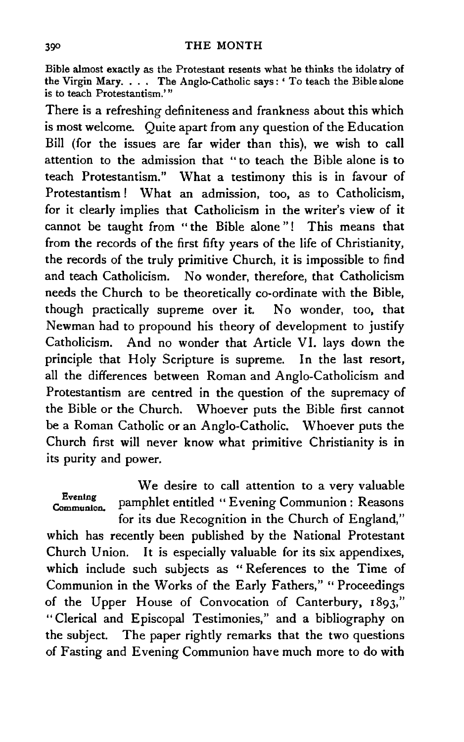Bible almost exactly as the Protestant resents what he thinks the idolatry of the Virgin Mary. . . . The Anglo-Catholic says: 'To teach the Bible alone is to teach Protestantism.'"

There is a refreshing definiteness and frankness about this which is most welcome. Quite apart from any question of the Education Bill (for the issues are far wider than this), we wish to call attention to the admission that "to teach the Bible alone is to teach Protestantism." What a testimony this is in favour of Protestantism! What an admission, too, as to Catholicism, for it clearly implies that Catholicism in the writer's view of it cannot be taught from "the Bible alone"! This means that from the records of the first fifty years of the life of Christianity, the records of the truly primitive Church, it is impossible to find and teach Catholicism. No wonder, therefore, that Catholicism needs the Church to be theoretically co-ordinate with the Bible, though practically supreme over it. No wonder, too, that Newman had to propound his theory of development to justify Catholicism. And no wonder that Article VI. lays down the principle that Holy Scripture is supreme. In the last resort, all the differences between Roman and Anglo-Catholicism and Protestantism are centred in the question of the supremacy of the Bible or the Church. Whoever puts the Bible first cannot be a Roman Catholic or an Anglo-Catholic. Whoever puts the Church first will never know what primitive Christianity is in its purity and power.

**Evening Communion.** We desire to call attention to a very valuable pamphlet entitled "Evening Communion: Reasons for its due Recognition in the Church of England," which has recently been published by the National Protestant Church Union. It is especially valuable for its six appendixes, which include such subjects as "References to the Time of Communion in the Works of the Early Fathers," "Proceedings of the Upper House of Convocation of Canterbury, 1893," "Clerical and Episcopal Testimonies," and a bibliography on the subject. The paper rightly remarks that the two questions of Fasting and Evening Communion have much more to do with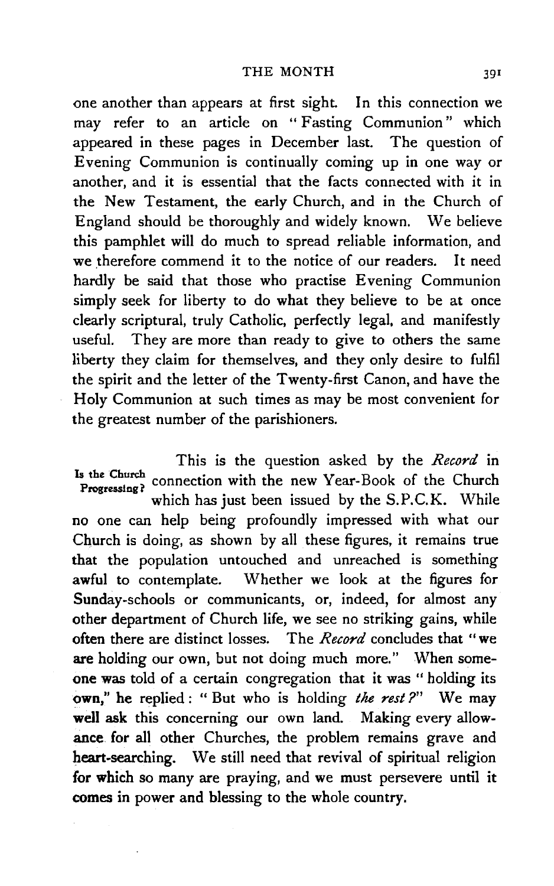one another than appears at first sight. In this connection we may refer to an article on "Fasting Communion" which appeared in these pages in December last. The question of Evening Communion is continually coming up in one way or another, and it is essential that the facts connected with it in the New Testament, the early Church, and in the Church of England should be thoroughly and widely known. We believe this pamphlet will do much to spread reliable information, and we therefore commend it to the notice of our readers. It need hardly be said that those who practise Evening Communion simply seek for liberty to do what they believe to be at once clearly scriptural, truly Catholic, perfectly legal, and manifestly useful. They are more than ready to give to others the same liberty they claim for themselves, and they only desire to fulfil the spirit and the letter of the Twenty-first Canon, and have the Holy Communion at such times as may be most convenient for the greatest number of the parishioners.

**Is the Church Progressing?**

This is the question asked by the *Record* in connection with the new Year-Book of the Church which has just been issued by the S.P.C.K. While no one can help being profoundly impressed with what our Church is doing, as shown by all these figures, it remains true that the population untouched and unreached is something awful to contemplate. Whether we look at the figures for Sunday-schools or communicants, or, indeed, for almost any other department of Church life, we see no striking gains, while often there are distinct losses. The *Record* concludes that "we are holding our own, but not doing much more." When someone was told of a certain congregation that it was "holding its own," he replied: "But who is holding *the rest?*" We may well ask this concerning our own land. Making every allowance for all other Churches, the problem remains grave and heart-searching. We still need that revival of spiritual religion for which so many are praying, and we must persevere until it comes in power and blessing to the whole country.